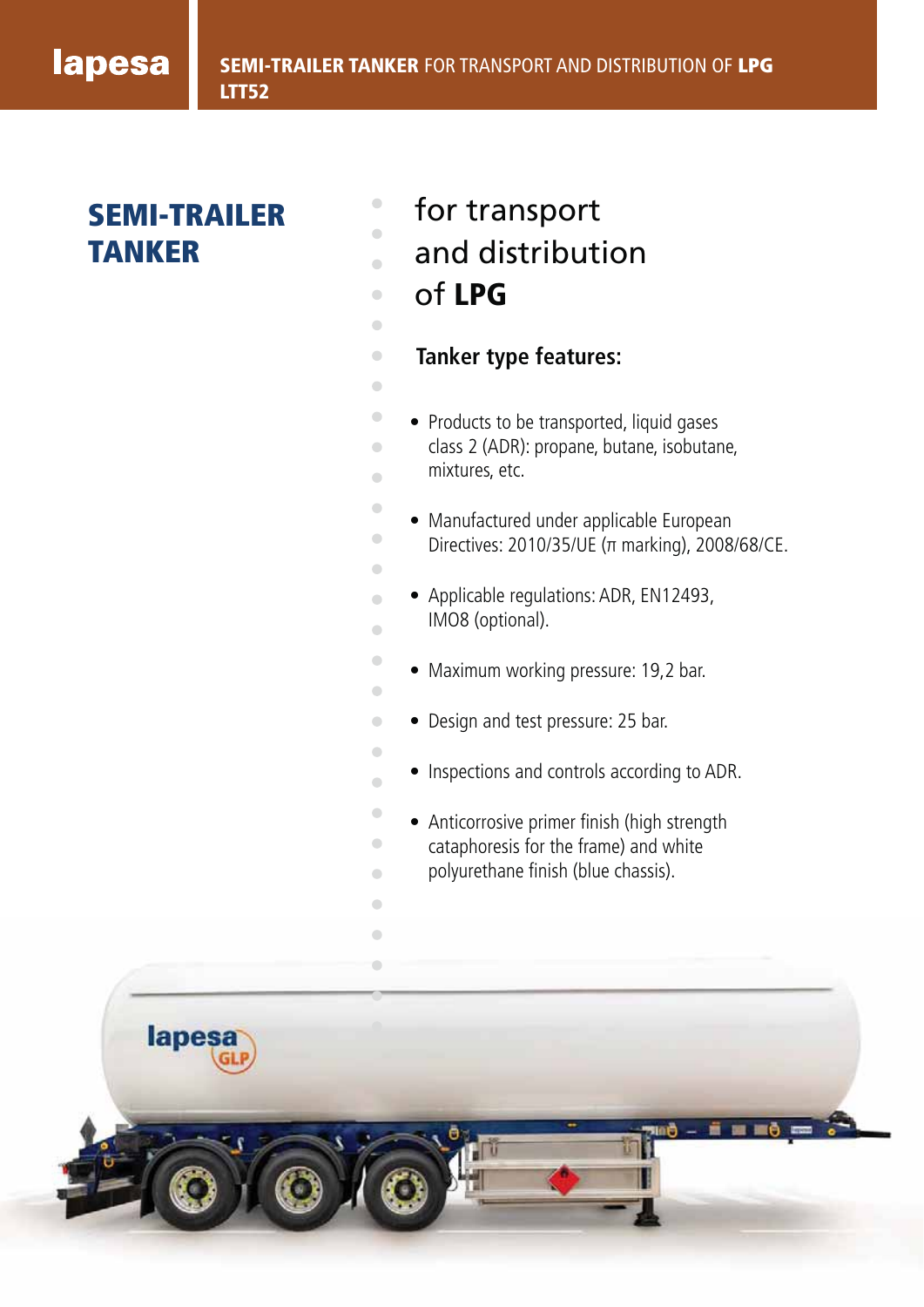# SEMI-TRAILER TANKER

## for transport and distribution of **LPG**

### Tanker type features:

- Products to be transported, liquid gases class 2 (ADR): propane, butane, isobutane, mixtures, etc.
- Manufactured under applicable European Directives: 2010/35/UE (π marking), 2008/68/CE.
- Applicable regulations: ADR, EN12493, IMO8 (optional).
- Maximum working pressure: 19,2 bar.
- Design and test pressure: 25 bar.
- Inspections and controls according to ADR.
- Anticorrosive primer finish (high strength cataphoresis for the frame) and white polyurethane finish (blue chassis).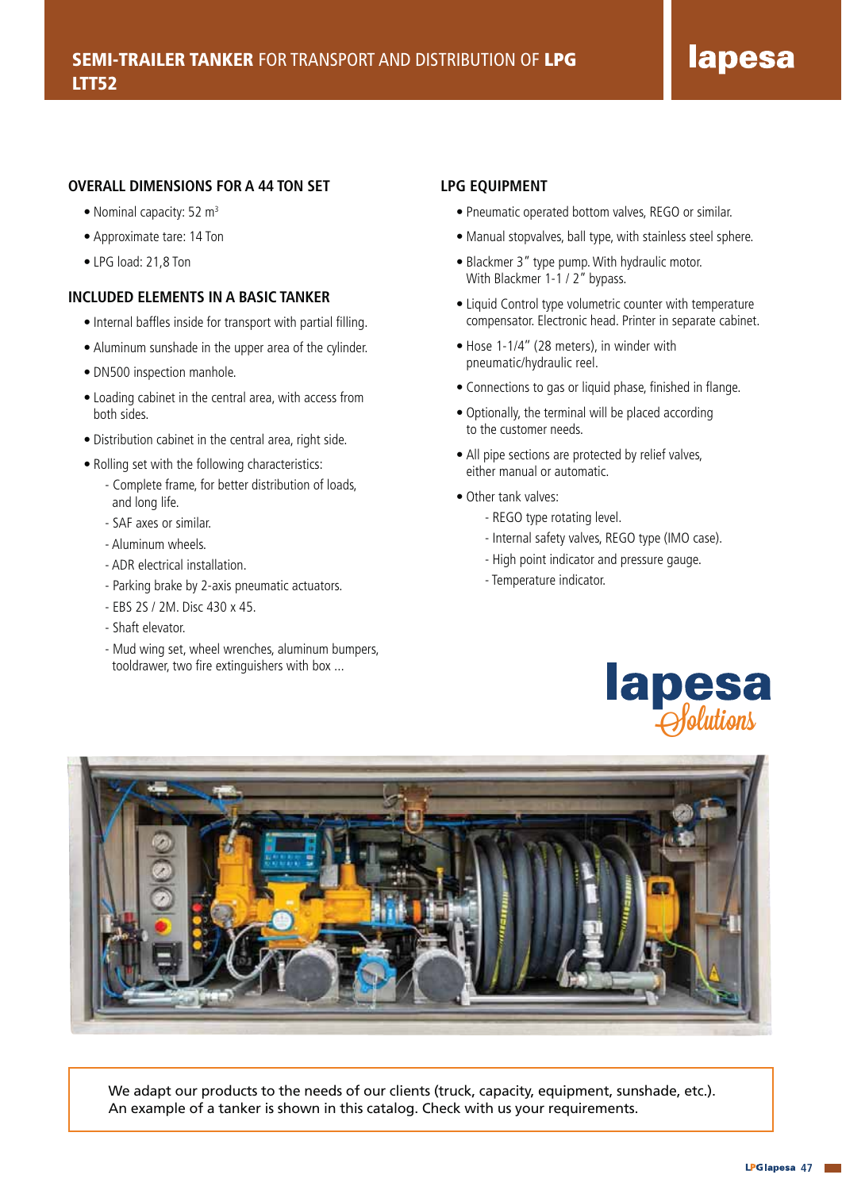# SEMI-TRAILER TANKER FOR TRANSPORT AND DISTRIBUTION OF LPG LTT52

lapesa

## OVERALL DIMENSIONS FOR A 44 TON SET

- Nominal capacity: 52 $m^3$
- Approximate tare: 14 Ton
- LPG load: 21,8 Ton

## INCLUDED ELEMENTS IN A BASIC TANKER

- Internal baffles inside for transport with partial filling.
- Aluminum sunshade in the upper area of the cylinder.
- DN500 inspection manhole.
- Loading cabinet in the central area, with access from both sides.
- Distribution cabinet in the central area, right side.
- Rolling set with the following characteristics:
  - Complete frame, for better distribution of loads, and long life.
  - SAF axes or similar.
  - Aluminum wheels.
  - ADR electrical installation.
  - Parking brake by 2-axis pneumatic actuators.
  - EBS 2S / 2M. Disc 430 x 45.
  - Shaft elevator.
  - Mud wing set, wheel wrenches, aluminum bumpers, tooldrawer, two fire extinguishers with box ...

## LPG EQUIPMENT

- Pneumatic operated bottom valves, REGO or similar.
- Manual stopvalves, ball type, with stainless steel sphere.
- Blackmer 3" type pump. With hydraulic motor. With Blackmer 1-1 / 2" bypass.
- Liquid Control type volumetric counter with temperature compensator. Electronic head. Printer in separate cabinet.
- Hose 1-1/4" (28 meters), in winder with pneumatic/hydraulic reel.
- Connections to gas or liquid phase, finished in flange.
- Optionally, the terminal will be placed according to the customer needs.
- All pipe sections are protected by relief valves, either manual or automatic.
- Other tank valves:
  - REGO type rotating level.
  - Internal safety valves, REGO type (IMO case).
  - High point indicator and pressure gauge.
  - Temperature indicator.

lapesa Solutions

We adapt our products to the needs of our clients (truck, capacity, equipment, sunshade, etc.). An example of a tanker is shown in this catalog. Check with us your requirements.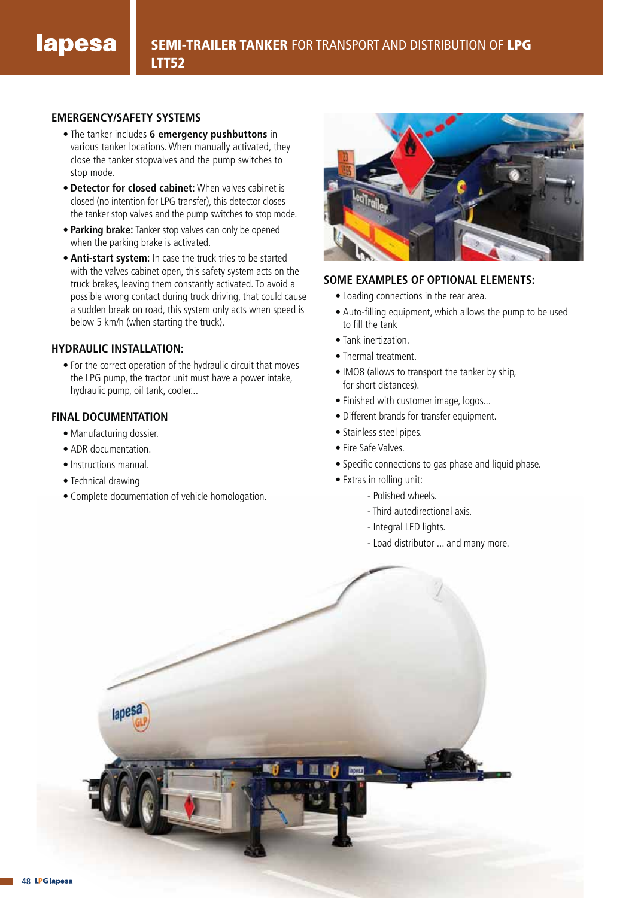# SEMI-TRAILER TANKER FOR TRANSPORT AND DISTRIBUTION OF LPG LTT52

### EMERGENCY/SAFETY SYSTEMS

- The tanker includes **6 emergency pushbuttons** in various tanker locations. When manually activated, they close the tanker stopvalves and the pump switches to stop mode.
- **Detector for closed cabinet:** When valves cabinet is closed (no intention for LPG transfer), this detector closes the tanker stop valves and the pump switches to stop mode.
- **Parking brake:** Tanker stop valves can only be opened when the parking brake is activated.
- **Anti-start system:** In case the truck tries to be started with the valves cabinet open, this safety system acts on the truck brakes, leaving them constantly activated. To avoid a possible wrong contact during truck driving, that could cause a sudden break on road, this system only acts when speed is below 5 km/h (when starting the truck).

### HYDRAULIC INSTALLATION:

- For the correct operation of the hydraulic circuit that moves the LPG pump, the tractor unit must have a power intake, hydraulic pump, oil tank, cooler...

### FINAL DOCUMENTATION

- Manufacturing dossier.
- ADR documentation.
- Instructions manual.
- Technical drawing
- Complete documentation of vehicle homologation.

### SOME EXAMPLES OF OPTIONAL ELEMENTS:

- Loading connections in the rear area.
- Auto-filling equipment, which allows the pump to be used to fill the tank
- Tank inertization.
- Thermal treatment.
- IMO8 (allows to transport the tanker by ship, for short distances).
- Finished with customer image, logos...
- Different brands for transfer equipment.
- Stainless steel pipes.
- Fire Safe Valves.
- Specific connections to gas phase and liquid phase.
- Extras in rolling unit:
  - Polished wheels.
  - Third autodirectional axis.
  - Integral LED lights.
  - Load distributor ... and many more.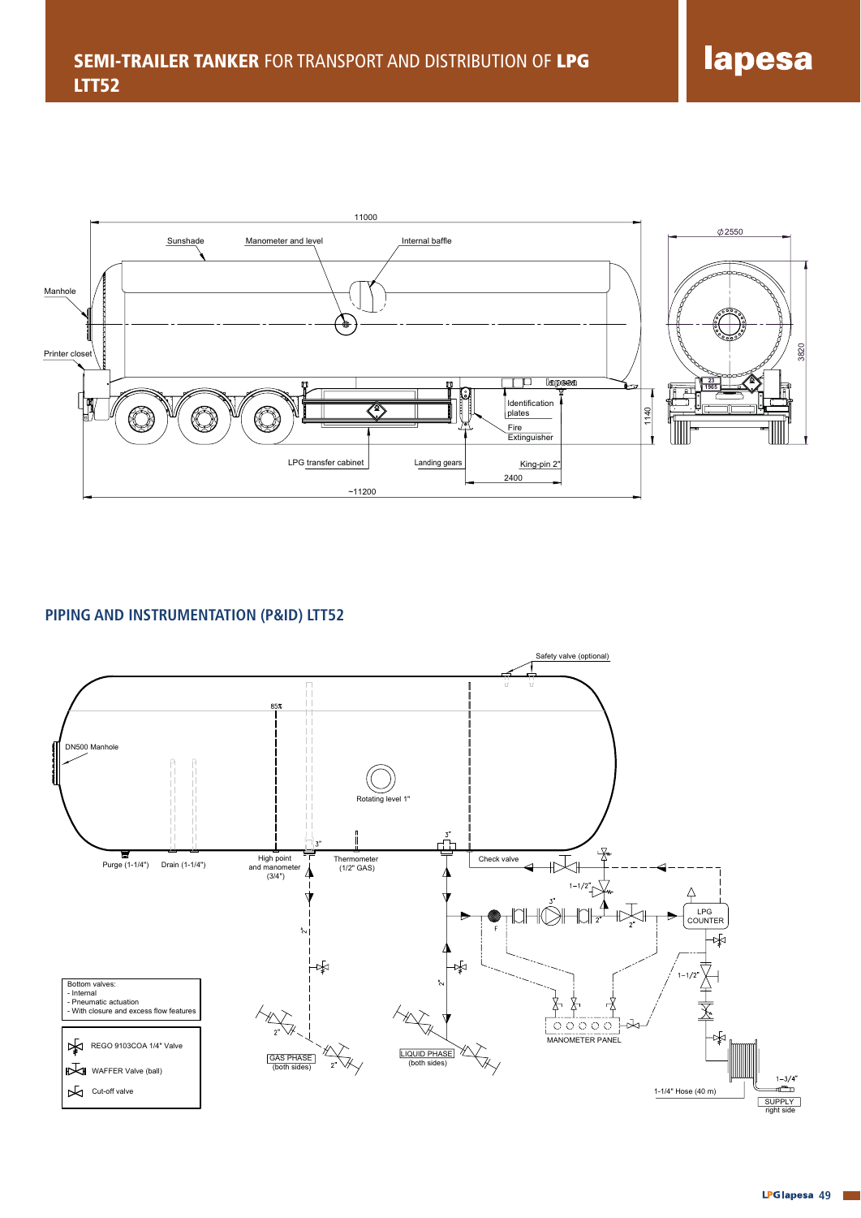# SEMI-TRAILER TANKER FOR TRANSPORT AND DISTRIBUTION OF LPG LTT52

lapesa

11000

Sunshade

Manometer and level

Internal baffle

Manhole

Printer closet

Identification plates

Fire Extinguisher

LPG transfer cabinet

Landing gears

King-pin 2"

2400

~11200

1140

∅2550

3820

## PIPING AND INSTRUMENTATION (P&ID) LTT52

Safety valve (optional)

85%

DN500 Manhole

Rotating level 1"

Purge (1-1/4")

Drain (1-1/4")

High point and manometer (3/4")

Thermometer (1/2" GAS)

Check valve

LPG COUNTER

MANOMETER PANEL

GAS PHASE (both sides)

LIQUID PHASE (both sides)

1-1/4" Hose (40 m)

SUPPLY right side

Bottom valves:
- Internal
- Pneumatic actuation
- With closure and excess flow features

REGO 9103COA 1/4" Valve

WAFFER Valve (ball)

Cut-off valve